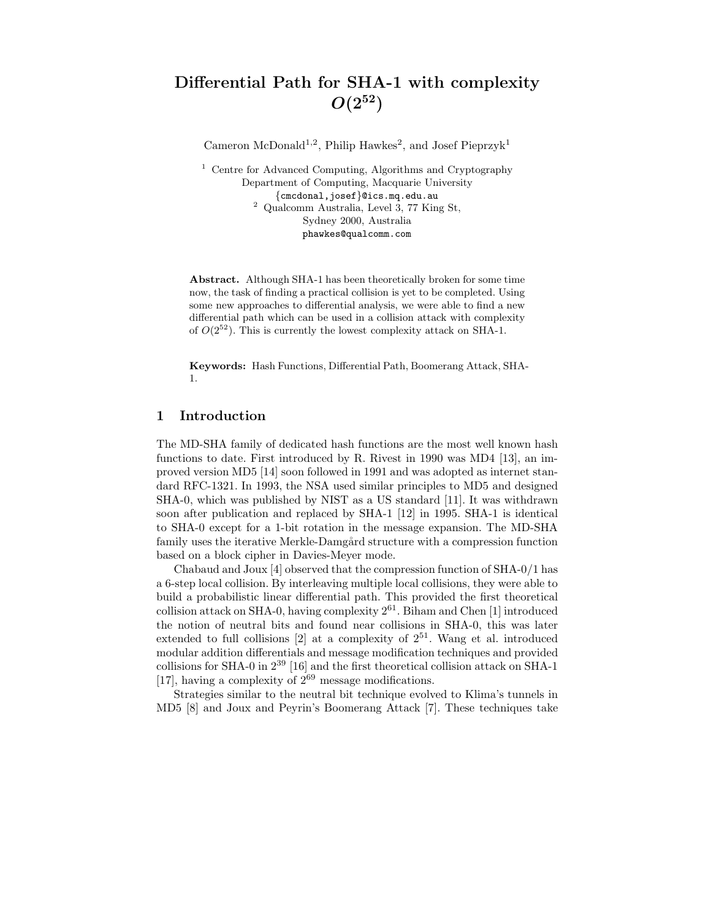# Differential Path for SHA-1 with complexity $O(2^{52})$

Cameron McDonald[1,2], Philip Hawkes[2], and Josef Pieprzyk[1]

[1] Centre for Advanced Computing, Algorithms and Cryptography
Department of Computing, Macquarie University
{cmcdonal,josef}@ics.mq.edu.au

[2] Qualcomm Australia, Level 3, 77 King St,
Sydney 2000, Australia
phawkes@qualcomm.com

**Abstract.** Although SHA-1 has been theoretically broken for some time now, the task of finding a practical collision is yet to be completed. Using some new approaches to differential analysis, we were able to find a new differential path which can be used in a collision attack with complexity of $O(2^{52})$. This is currently the lowest complexity attack on SHA-1.

**Keywords:** Hash Functions, Differential Path, Boomerang Attack, SHA-1.

## 1 Introduction

The MD-SHA family of dedicated hash functions are the most well known hash functions to date. First introduced by R. Rivest in 1990 was MD4 [13], an improved version MD5 [14] soon followed in 1991 and was adopted as internet standard RFC-1321. In 1993, the NSA used similar principles to MD5 and designed SHA-0, which was published by NIST as a US standard [11]. It was withdrawn soon after publication and replaced by SHA-1 [12] in 1995. SHA-1 is identical to SHA-0 except for a 1-bit rotation in the message expansion. The MD-SHA family uses the iterative Merkle-Damgård structure with a compression function based on a block cipher in Davies-Meyer mode.

Chabaud and Joux [4] observed that the compression function of SHA-0/1 has a 6-step local collision. By interleaving multiple local collisions, they were able to build a probabilistic linear differential path. This provided the first theoretical collision attack on SHA-0, having complexity $2^{61}$. Biham and Chen [1] introduced the notion of neutral bits and found near collisions in SHA-0, this was later extended to full collisions [2] at a complexity of $2^{51}$. Wang et al. introduced modular addition differentials and message modification techniques and provided collisions for SHA-0 in $2^{39}$ [16] and the first theoretical collision attack on SHA-1 [17], having a complexity of $2^{69}$ message modifications.

Strategies similar to the neutral bit technique evolved to Klima's tunnels in MD5 [8] and Joux and Peyrin's Boomerang Attack [7]. These techniques take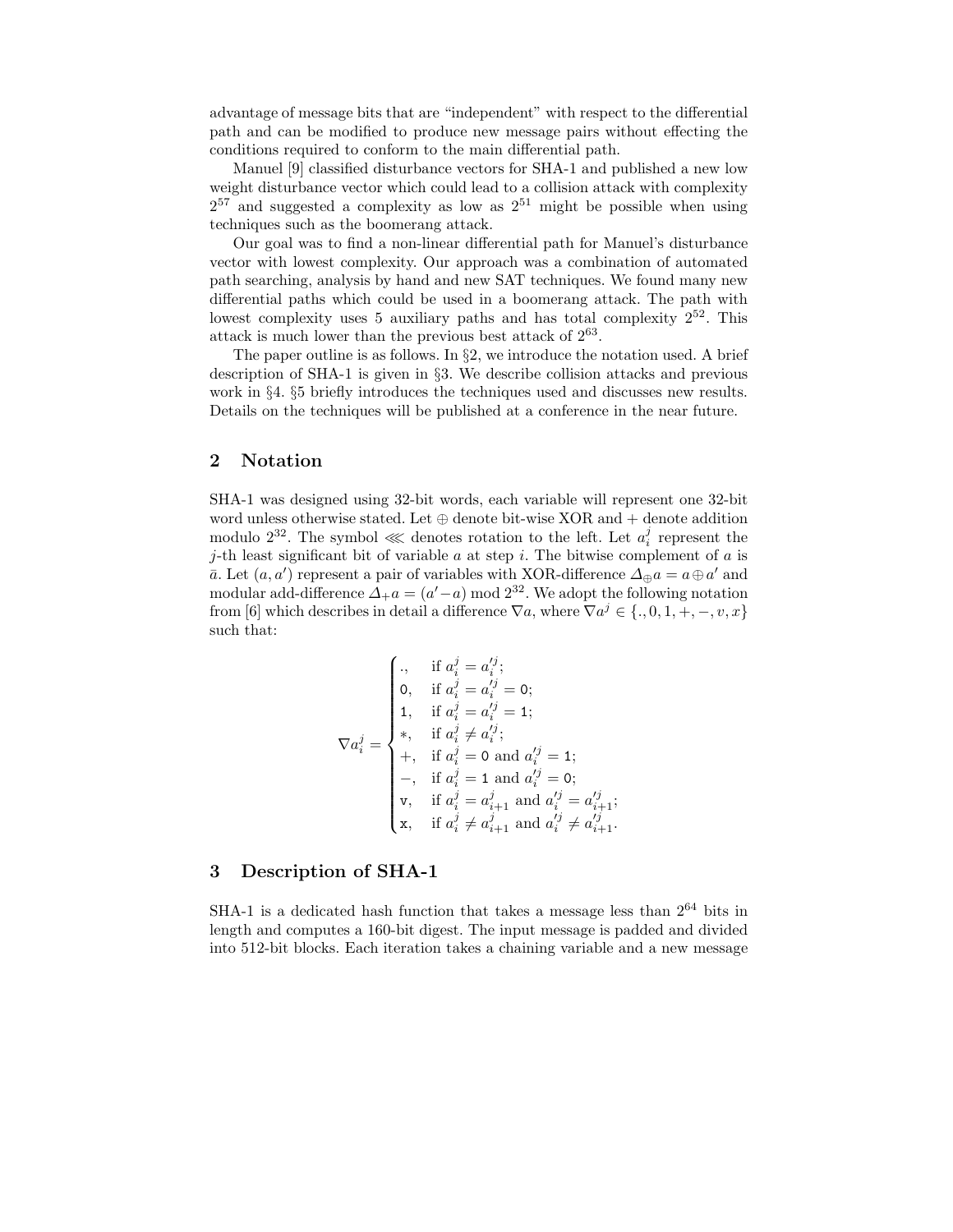advantage of message bits that are "independent" with respect to the differential path and can be modified to produce new message pairs without effecting the conditions required to conform to the main differential path.

Manuel [9] classified disturbance vectors for SHA-1 and published a new low weight disturbance vector which could lead to a collision attack with complexity $2^{57}$ and suggested a complexity as low as $2^{51}$ might be possible when using techniques such as the boomerang attack.

Our goal was to find a non-linear differential path for Manuel's disturbance vector with lowest complexity. Our approach was a combination of automated path searching, analysis by hand and new SAT techniques. We found many new differential paths which could be used in a boomerang attack. The path with lowest complexity uses 5 auxiliary paths and has total complexity $2^{52}$. This attack is much lower than the previous best attack of $2^{63}$.

The paper outline is as follows. In §2, we introduce the notation used. A brief description of SHA-1 is given in §3. We describe collision attacks and previous work in §4. §5 briefly introduces the techniques used and discusses new results. Details on the techniques will be published at a conference in the near future.

## 2 Notation

SHA-1 was designed using 32-bit words, each variable will represent one 32-bit word unless otherwise stated. Let $\oplus$ denote bit-wise XOR and $+$ denote addition modulo $2^{32}$. The symbol $\lll$ denotes rotation to the left. Let $a_i^j$ represent the $j$-th least significant bit of variable $a$ at step $i$. The bitwise complement of $a$ is $\bar{a}$. Let $(a, a')$ represent a pair of variables with XOR-difference $\Delta_{\oplus} a = a \oplus a'$ and modular add-difference $\Delta_{+} a = (a' - a) \bmod 2^{32}$. We adopt the following notation from [6] which describes in detail a difference $\nabla a$, where $\nabla a^j \in \{., 0, 1, +, -, v, x\}$ such that:

$$
\nabla a_i^j = \begin{cases}
., & \text{if } a_i^j = a_i'^j; \\
\mathtt{0}, & \text{if } a_i^j = a_i'^j = \mathtt{0}; \\
\mathtt{1}, & \text{if } a_i^j = a_i'^j = \mathtt{1}; \\
*, & \text{if } a_i^j \neq a_i'^j; \\
+, & \text{if } a_i^j = \mathtt{0} \text{ and } a_i'^j = \mathtt{1}; \\
-, & \text{if } a_i^j = \mathtt{1} \text{ and } a_i'^j = \mathtt{0}; \\
\mathtt{v}, & \text{if } a_i^j = a_{i+1}^j \text{ and } a_i'^j = a_{i+1}'^j; \\
\mathtt{x}, & \text{if } a_i^j \neq a_{i+1}^j \text{ and } a_i'^j \neq a_{i+1}'^j.
\end{cases}
$$

## 3 Description of SHA-1

SHA-1 is a dedicated hash function that takes a message less than $2^{64}$ bits in length and computes a 160-bit digest. The input message is padded and divided into 512-bit blocks. Each iteration takes a chaining variable and a new message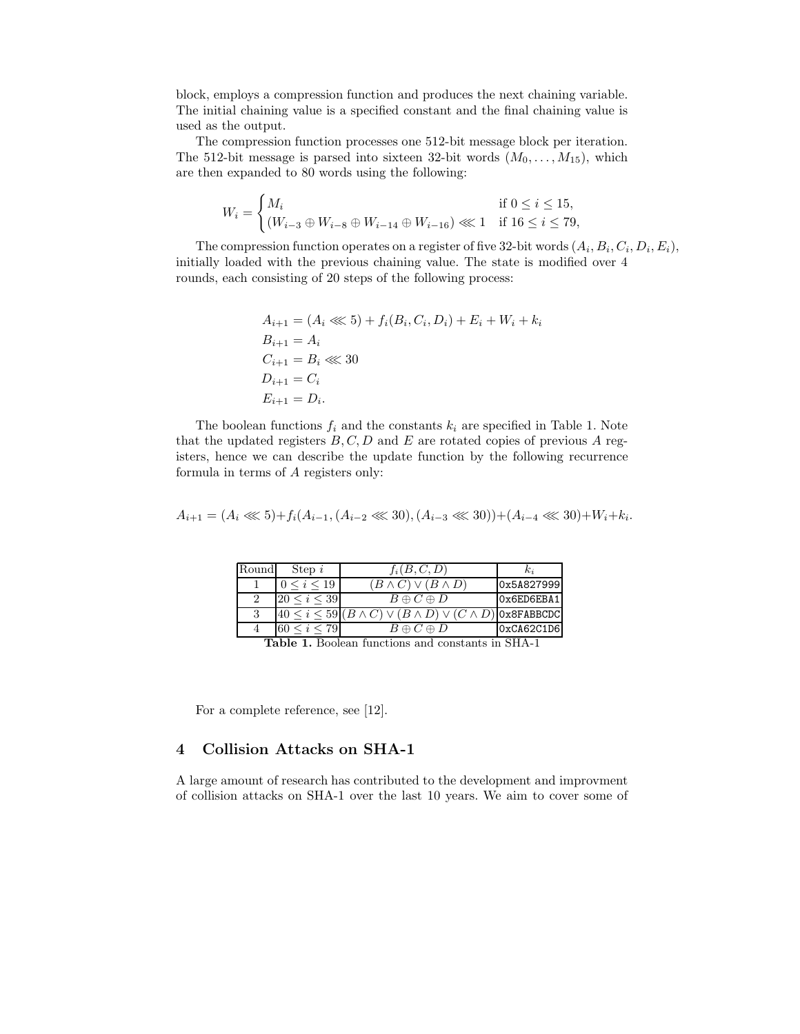block, employs a compression function and produces the next chaining variable. The initial chaining value is a specified constant and the final chaining value is used as the output.

The compression function processes one 512-bit message block per iteration. The 512-bit message is parsed into sixteen 32-bit words $(M_0, \ldots, M_{15})$, which are then expanded to 80 words using the following:

$$W_i = \begin{cases} M_i & \text{if } 0 \leq i \leq 15, \\ (W_{i-3} \oplus W_{i-8} \oplus W_{i-14} \oplus W_{i-16}) \lll 1 & \text{if } 16 \leq i \leq 79, \end{cases}$$

The compression function operates on a register of five 32-bit words $(A_i, B_i, C_i, D_i, E_i)$, initially loaded with the previous chaining value. The state is modified over 4 rounds, each consisting of 20 steps of the following process:

$$\begin{aligned} A_{i+1} &= (A_i \lll 5) + f_i(B_i, C_i, D_i) + E_i + W_i + k_i \\ B_{i+1} &= A_i \\ C_{i+1} &= B_i \lll 30 \\ D_{i+1} &= C_i \\ E_{i+1} &= D_i. \end{aligned}$$

The boolean functions $f_i$ and the constants $k_i$ are specified in Table 1. Note that the updated registers $B, C, D$ and $E$ are rotated copies of previous $A$ registers, hence we can describe the update function by the following recurrence formula in terms of $A$ registers only:

$$A_{i+1} = (A_i \lll 5) + f_i(A_{i-1}, (A_{i-2} \lll 30), (A_{i-3} \lll 30)) + (A_{i-4} \lll 30) + W_i + k_i.$$

| Round | Step $i$ | $f_i(B, C, D)$ | $k_i$ |
|---|---|---|---|
| 1 | $0 \leq i \leq 19$ | $(B \wedge C) \vee (B \wedge D)$ | `0x5A827999` |
| 2 | $20 \leq i \leq 39$ | $B \oplus C \oplus D$ | `0x6ED6EBA1` |
| 3 | $40 \leq i \leq 59$ | $(B \wedge C) \vee (B \wedge D) \vee (C \wedge D)$ | `0x8FABBCDC` |
| 4 | $60 \leq i \leq 79$ | $B \oplus C \oplus D$ | `0xCA62C1D6` |

**Table 1.** Boolean functions and constants in SHA-1

For a complete reference, see [12].

## 4 Collision Attacks on SHA-1

A large amount of research has contributed to the development and improvment of collision attacks on SHA-1 over the last 10 years. We aim to cover some of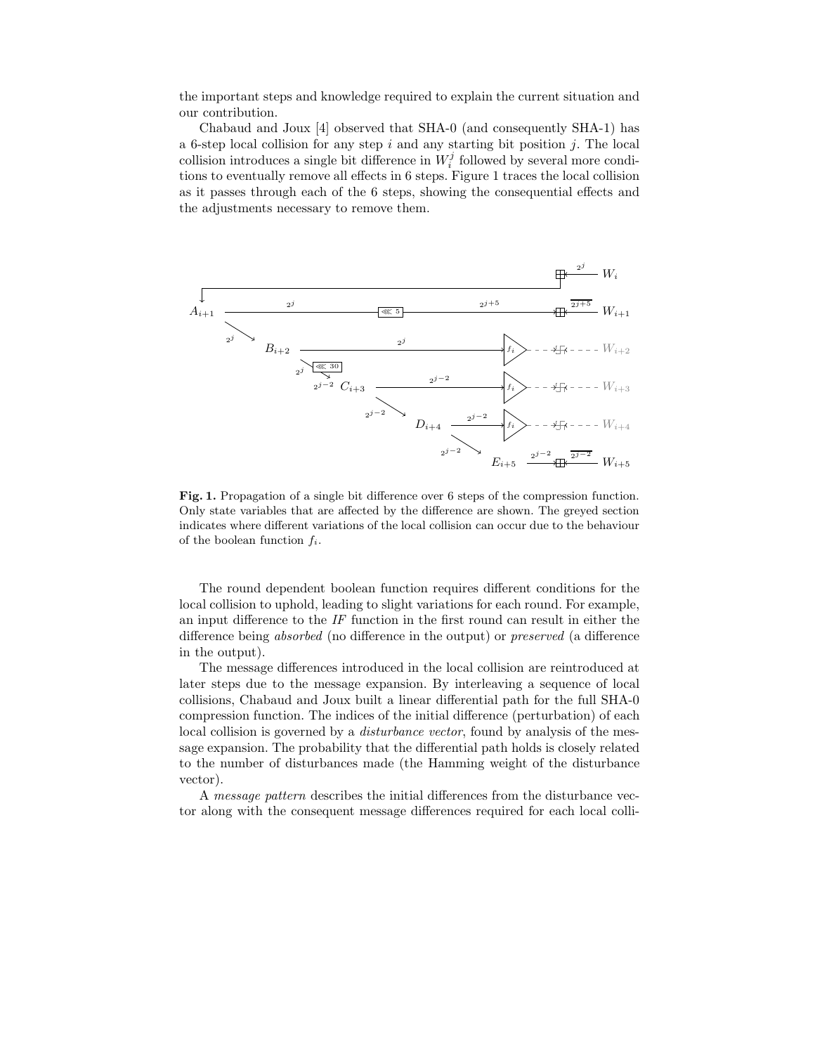the important steps and knowledge required to explain the current situation and our contribution.

Chabaud and Joux [4] observed that SHA-0 (and consequently SHA-1) has a 6-step local collision for any step $i$ and any starting bit position $j$. The local collision introduces a single bit difference in $W_i^j$ followed by several more conditions to eventually remove all effects in 6 steps. Figure 1 traces the local collision as it passes through each of the 6 steps, showing the consequential effects and the adjustments necessary to remove them.

**Fig. 1.** Propagation of a single bit difference over 6 steps of the compression function. Only state variables that are affected by the difference are shown. The greyed section indicates where different variations of the local collision can occur due to the behaviour of the boolean function $f_i$.

The round dependent boolean function requires different conditions for the local collision to uphold, leading to slight variations for each round. For example, an input difference to the *IF* function in the first round can result in either the difference being *absorbed* (no difference in the output) or *preserved* (a difference in the output).

The message differences introduced in the local collision are reintroduced at later steps due to the message expansion. By interleaving a sequence of local collisions, Chabaud and Joux built a linear differential path for the full SHA-0 compression function. The indices of the initial difference (perturbation) of each local collision is governed by a *disturbance vector*, found by analysis of the message expansion. The probability that the differential path holds is closely related to the number of disturbances made (the Hamming weight of the disturbance vector).

A *message pattern* describes the initial differences from the disturbance vector along with the consequent message differences required for each local colli-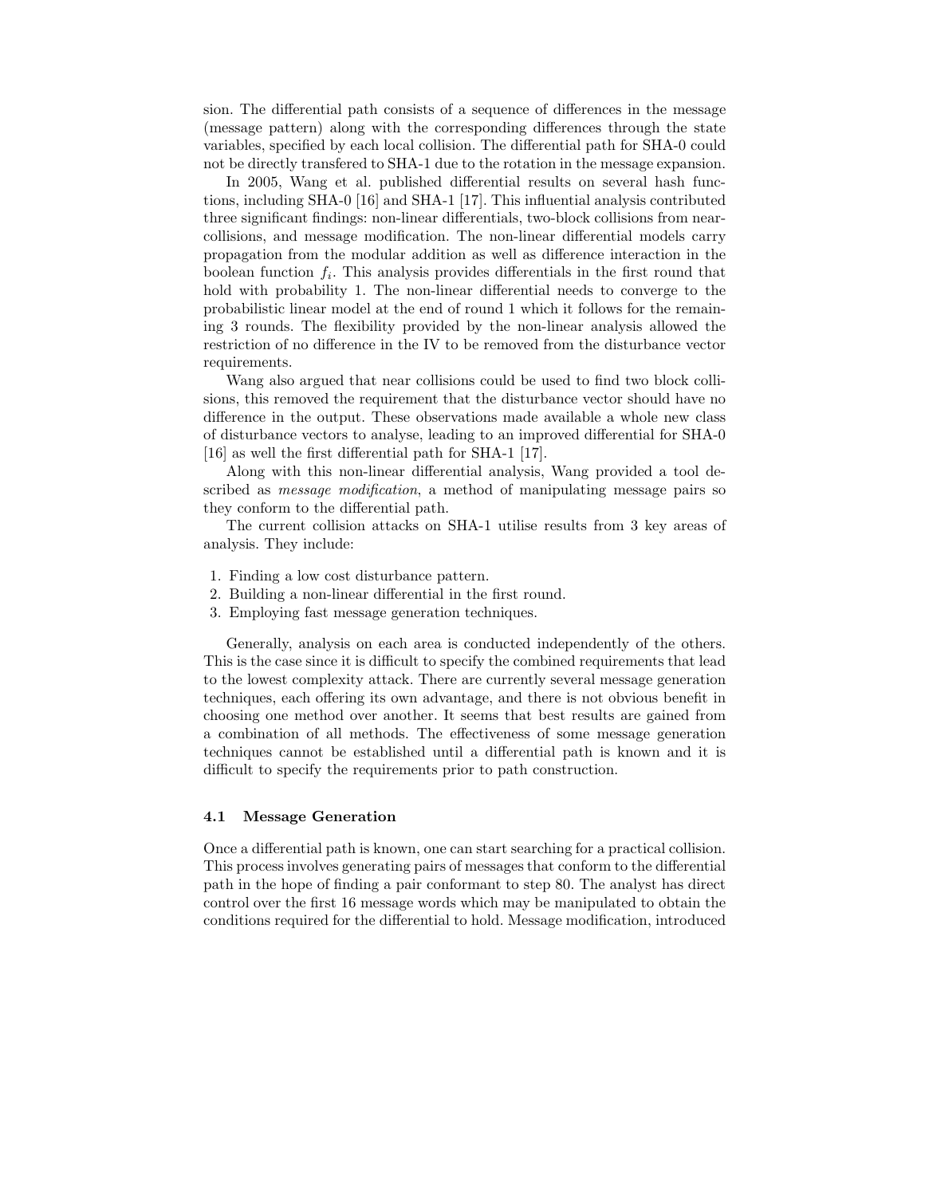sion. The differential path consists of a sequence of differences in the message (message pattern) along with the corresponding differences through the state variables, specified by each local collision. The differential path for SHA-0 could not be directly transfered to SHA-1 due to the rotation in the message expansion.

In 2005, Wang et al. published differential results on several hash functions, including SHA-0 [16] and SHA-1 [17]. This influential analysis contributed three significant findings: non-linear differentials, two-block collisions from near-collisions, and message modification. The non-linear differential models carry propagation from the modular addition as well as difference interaction in the boolean function $f_i$. This analysis provides differentials in the first round that hold with probability 1. The non-linear differential needs to converge to the probabilistic linear model at the end of round 1 which it follows for the remaining 3 rounds. The flexibility provided by the non-linear analysis allowed the restriction of no difference in the IV to be removed from the disturbance vector requirements.

Wang also argued that near collisions could be used to find two block collisions, this removed the requirement that the disturbance vector should have no difference in the output. These observations made available a whole new class of disturbance vectors to analyse, leading to an improved differential for SHA-0 [16] as well the first differential path for SHA-1 [17].

Along with this non-linear differential analysis, Wang provided a tool described as *message modification*, a method of manipulating message pairs so they conform to the differential path.

The current collision attacks on SHA-1 utilise results from 3 key areas of analysis. They include:

1. Finding a low cost disturbance pattern.
2. Building a non-linear differential in the first round.
3. Employing fast message generation techniques.

Generally, analysis on each area is conducted independently of the others. This is the case since it is difficult to specify the combined requirements that lead to the lowest complexity attack. There are currently several message generation techniques, each offering its own advantage, and there is not obvious benefit in choosing one method over another. It seems that best results are gained from a combination of all methods. The effectiveness of some message generation techniques cannot be established until a differential path is known and it is difficult to specify the requirements prior to path construction.

### 4.1 Message Generation

Once a differential path is known, one can start searching for a practical collision. This process involves generating pairs of messages that conform to the differential path in the hope of finding a pair conformant to step 80. The analyst has direct control over the first 16 message words which may be manipulated to obtain the conditions required for the differential to hold. Message modification, introduced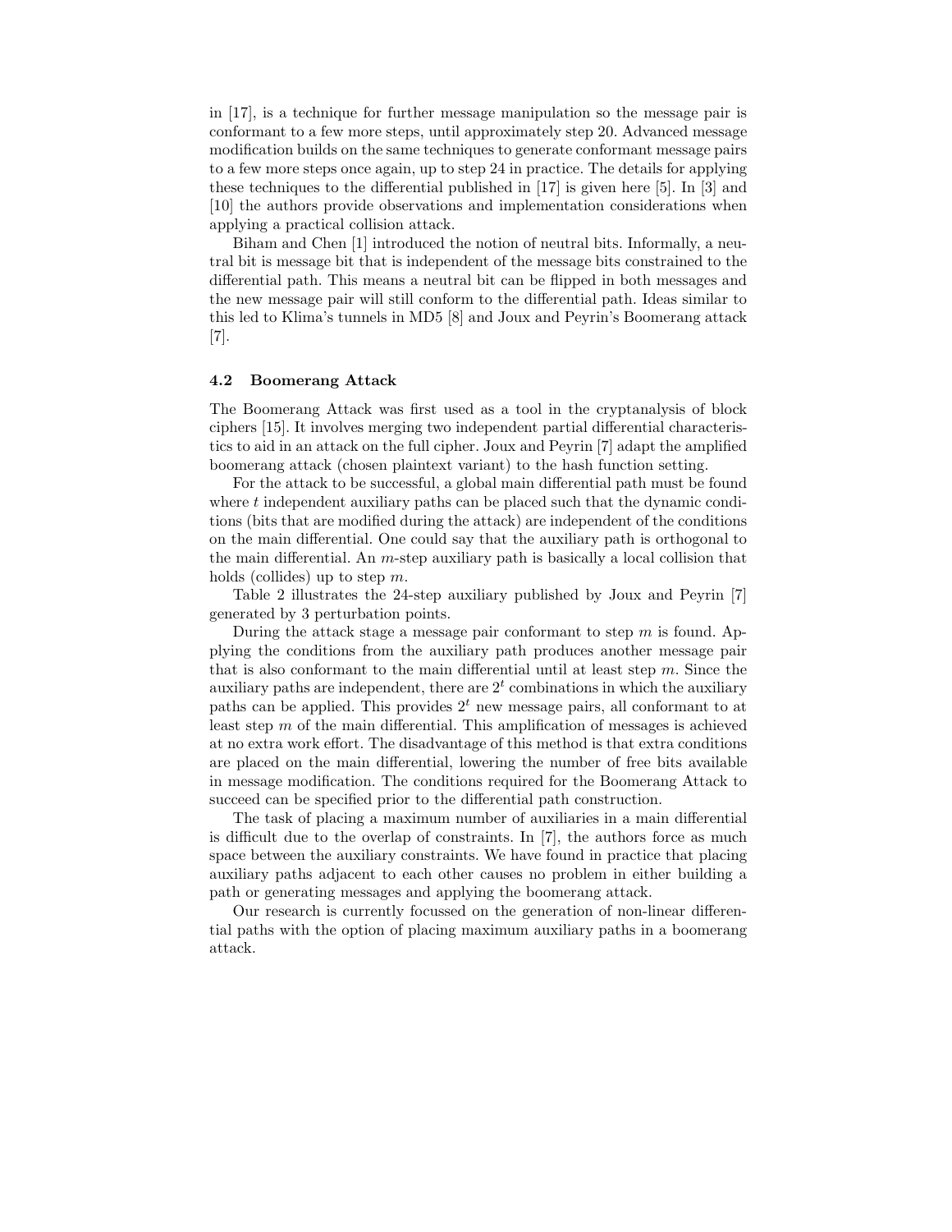in [17], is a technique for further message manipulation so the message pair is conformant to a few more steps, until approximately step 20. Advanced message modification builds on the same techniques to generate conformant message pairs to a few more steps once again, up to step 24 in practice. The details for applying these techniques to the differential published in [17] is given here [5]. In [3] and [10] the authors provide observations and implementation considerations when applying a practical collision attack.

Biham and Chen [1] introduced the notion of neutral bits. Informally, a neutral bit is message bit that is independent of the message bits constrained to the differential path. This means a neutral bit can be flipped in both messages and the new message pair will still conform to the differential path. Ideas similar to this led to Klima's tunnels in MD5 [8] and Joux and Peyrin's Boomerang attack [7].

### 4.2 Boomerang Attack

The Boomerang Attack was first used as a tool in the cryptanalysis of block ciphers [15]. It involves merging two independent partial differential characteristics to aid in an attack on the full cipher. Joux and Peyrin [7] adapt the amplified boomerang attack (chosen plaintext variant) to the hash function setting.

For the attack to be successful, a global main differential path must be found where $t$ independent auxiliary paths can be placed such that the dynamic conditions (bits that are modified during the attack) are independent of the conditions on the main differential. One could say that the auxiliary path is orthogonal to the main differential. An $m$-step auxiliary path is basically a local collision that holds (collides) up to step $m$.

Table 2 illustrates the 24-step auxiliary published by Joux and Peyrin [7] generated by 3 perturbation points.

During the attack stage a message pair conformant to step $m$ is found. Applying the conditions from the auxiliary path produces another message pair that is also conformant to the main differential until at least step $m$. Since the auxiliary paths are independent, there are $2^t$ combinations in which the auxiliary paths can be applied. This provides $2^t$ new message pairs, all conformant to at least step $m$ of the main differential. This amplification of messages is achieved at no extra work effort. The disadvantage of this method is that extra conditions are placed on the main differential, lowering the number of free bits available in message modification. The conditions required for the Boomerang Attack to succeed can be specified prior to the differential path construction.

The task of placing a maximum number of auxiliaries in a main differential is difficult due to the overlap of constraints. In [7], the authors force as much space between the auxiliary constraints. We have found in practice that placing auxiliary paths adjacent to each other causes no problem in either building a path or generating messages and applying the boomerang attack.

Our research is currently focussed on the generation of non-linear differential paths with the option of placing maximum auxiliary paths in a boomerang attack.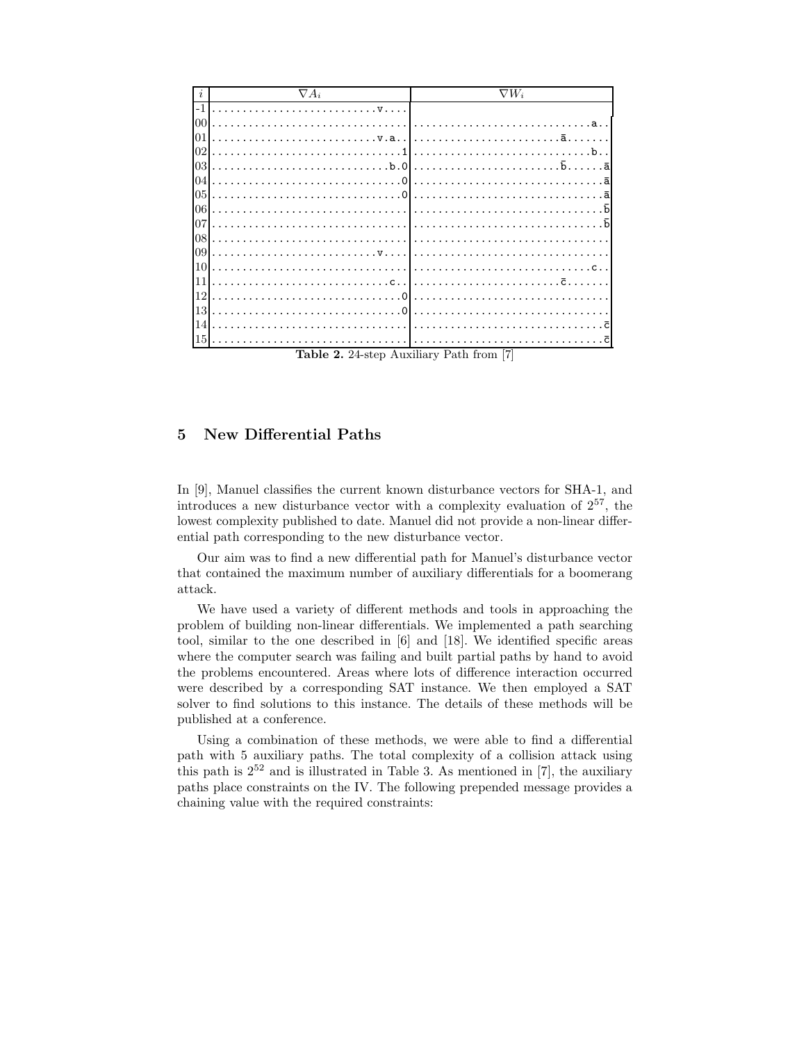| $i$ | $\nabla A_i$ | $\nabla W_i$ |
|---|---|---|
| -1 | ...........................v.... | |
| 00 | ................................ | .............................a.. |
| 01 | ...........................v.a.. | ........................ā....... |
| 02 | ...............................1 | .............................b.. |
| 03 | .............................b.0 | ........................b̄......ā |
| 04 | ...............................0 | ...............................ā |
| 05 | ...............................0 | ...............................ā |
| 06 | ................................ | ...............................b̄ |
| 07 | ................................ | ...............................b̄ |
| 08 | ................................ | ................................ |
| 09 | ...........................v.... | ................................ |
| 10 | ................................ | .............................c.. |
| 11 | .............................c.. | ........................c̄....... |
| 12 | ...............................0 | ................................ |
| 13 | ...............................0 | ................................ |
| 14 | ................................ | ...............................c̄ |
| 15 | ................................ | ...............................c̄ |

**Table 2.** 24-step Auxiliary Path from [7]

## 5 New Differential Paths

In [9], Manuel classifies the current known disturbance vectors for SHA-1, and introduces a new disturbance vector with a complexity evaluation of $2^{57}$, the lowest complexity published to date. Manuel did not provide a non-linear differential path corresponding to the new disturbance vector.

Our aim was to find a new differential path for Manuel's disturbance vector that contained the maximum number of auxiliary differentials for a boomerang attack.

We have used a variety of different methods and tools in approaching the problem of building non-linear differentials. We implemented a path searching tool, similar to the one described in [6] and [18]. We identified specific areas where the computer search was failing and built partial paths by hand to avoid the problems encountered. Areas where lots of difference interaction occurred were described by a corresponding SAT instance. We then employed a SAT solver to find solutions to this instance. The details of these methods will be published at a conference.

Using a combination of these methods, we were able to find a differential path with 5 auxiliary paths. The total complexity of a collision attack using this path is $2^{52}$ and is illustrated in Table 3. As mentioned in [7], the auxiliary paths place constraints on the IV. The following prepended message provides a chaining value with the required constraints: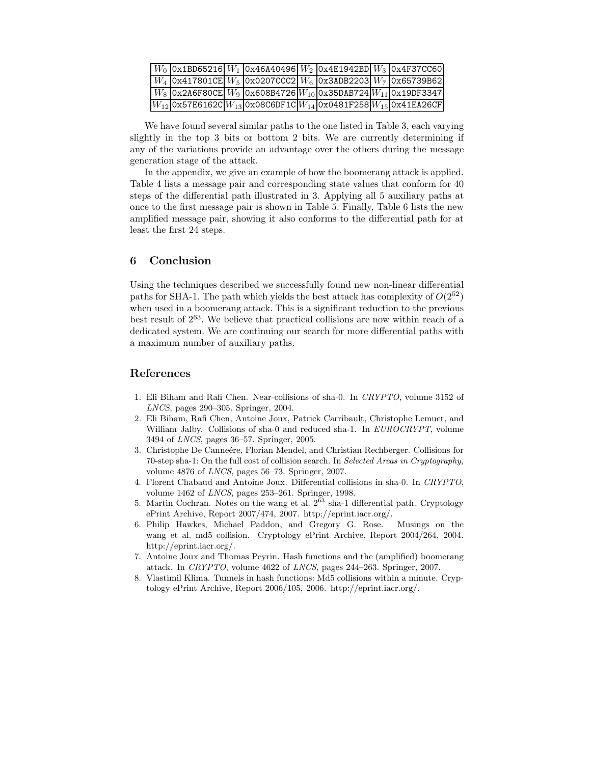| $W_0$ | 0x1BD65216 | $W_1$ | 0x46A40496 | $W_2$ | 0x4E1942BD | $W_3$ | 0x4F37CC60 |
|---|---|---|---|---|---|---|---|
| $W_4$ | 0x417801CE | $W_5$ | 0x0207CCC2 | $W_6$ | 0x3ADB2203 | $W_7$ | 0x65739B62 |
| $W_8$ | 0x2A6F80CE | $W_9$ | 0x608B4726 | $W_{10}$ | 0x35DAB724 | $W_{11}$ | 0x19DF3347 |
| $W_{12}$ | 0x57E6162C | $W_{13}$ | 0x08C6DF1C | $W_{14}$ | 0x0481F258 | $W_{15}$ | 0x41EA26CF |

We have found several similar paths to the one listed in Table 3, each varying slightly in the top 3 bits or bottom 2 bits. We are currently determining if any of the variations provide an advantage over the others during the message generation stage of the attack.

In the appendix, we give an example of how the boomerang attack is applied. Table 4 lists a message pair and corresponding state values that conform for 40 steps of the differential path illustrated in 3. Applying all 5 auxiliary paths at once to the first message pair is shown in Table 5. Finally, Table 6 lists the new amplified message pair, showing it also conforms to the differential path for at least the first 24 steps.

## 6 Conclusion

Using the techniques described we successfully found new non-linear differential paths for SHA-1. The path which yields the best attack has complexity of $O(2^{52})$ when used in a boomerang attack. This is a significant reduction to the previous best result of $2^{63}$. We believe that practical collisions are now within reach of a dedicated system. We are continuing our search for more differential paths with a maximum number of auxiliary paths.

## References

1. Eli Biham and Rafi Chen. Near-collisions of sha-0. In *CRYPTO*, volume 3152 of *LNCS*, pages 290–305. Springer, 2004.
2. Eli Biham, Rafi Chen, Antoine Joux, Patrick Carribault, Christophe Lemuet, and William Jalby. Collisions of sha-0 and reduced sha-1. In *EUROCRYPT*, volume 3494 of *LNCS*, pages 36–57. Springer, 2005.
3. Christophe De Canneére, Florian Mendel, and Christian Rechberger. Collisions for 70-step sha-1: On the full cost of collision search. In *Selected Areas in Cryptography*, volume 4876 of *LNCS*, pages 56–73. Springer, 2007.
4. Florent Chabaud and Antoine Joux. Differential collisions in sha-0. In *CRYPTO*, volume 1462 of *LNCS*, pages 253–261. Springer, 1998.
5. Martin Cochran. Notes on the wang et al. $2^{63}$ sha-1 differential path. Cryptology ePrint Archive, Report 2007/474, 2007. http://eprint.iacr.org/.
6. Philip Hawkes, Michael Paddon, and Gregory G. Rose. Musings on the wang et al. md5 collision. Cryptology ePrint Archive, Report 2004/264, 2004. http://eprint.iacr.org/.
7. Antoine Joux and Thomas Peyrin. Hash functions and the (amplified) boomerang attack. In *CRYPTO*, volume 4622 of *LNCS*, pages 244–263. Springer, 2007.
8. Vlastimil Klima. Tunnels in hash functions: Md5 collisions within a minute. Cryptology ePrint Archive, Report 2006/105, 2006. http://eprint.iacr.org/.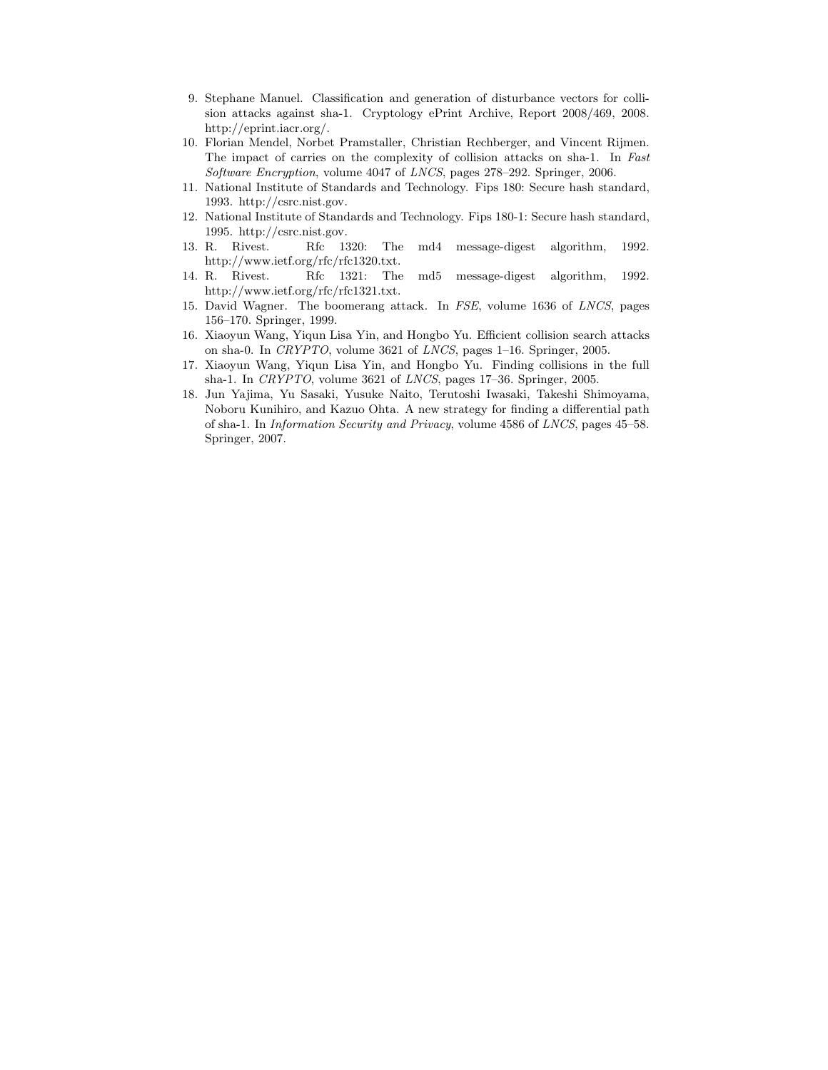9. Stephane Manuel. Classification and generation of disturbance vectors for collision attacks against sha-1. Cryptology ePrint Archive, Report 2008/469, 2008. http://eprint.iacr.org/.
10. Florian Mendel, Norbet Pramstaller, Christian Rechberger, and Vincent Rijmen. The impact of carries on the complexity of collision attacks on sha-1. In *Fast Software Encryption*, volume 4047 of *LNCS*, pages 278–292. Springer, 2006.
11. National Institute of Standards and Technology. Fips 180: Secure hash standard, 1993. http://csrc.nist.gov.
12. National Institute of Standards and Technology. Fips 180-1: Secure hash standard, 1995. http://csrc.nist.gov.
13. R. Rivest. Rfc 1320: The md4 message-digest algorithm, 1992. http://www.ietf.org/rfc/rfc1320.txt.
14. R. Rivest. Rfc 1321: The md5 message-digest algorithm, 1992. http://www.ietf.org/rfc/rfc1321.txt.
15. David Wagner. The boomerang attack. In *FSE*, volume 1636 of *LNCS*, pages 156–170. Springer, 1999.
16. Xiaoyun Wang, Yiqun Lisa Yin, and Hongbo Yu. Efficient collision search attacks on sha-0. In *CRYPTO*, volume 3621 of *LNCS*, pages 1–16. Springer, 2005.
17. Xiaoyun Wang, Yiqun Lisa Yin, and Hongbo Yu. Finding collisions in the full sha-1. In *CRYPTO*, volume 3621 of *LNCS*, pages 17–36. Springer, 2005.
18. Jun Yajima, Yu Sasaki, Yusuke Naito, Terutoshi Iwasaki, Takeshi Shimoyama, Noboru Kunihiro, and Kazuo Ohta. A new strategy for finding a differential path of sha-1. In *Information Security and Privacy*, volume 4586 of *LNCS*, pages 45–58. Springer, 2007.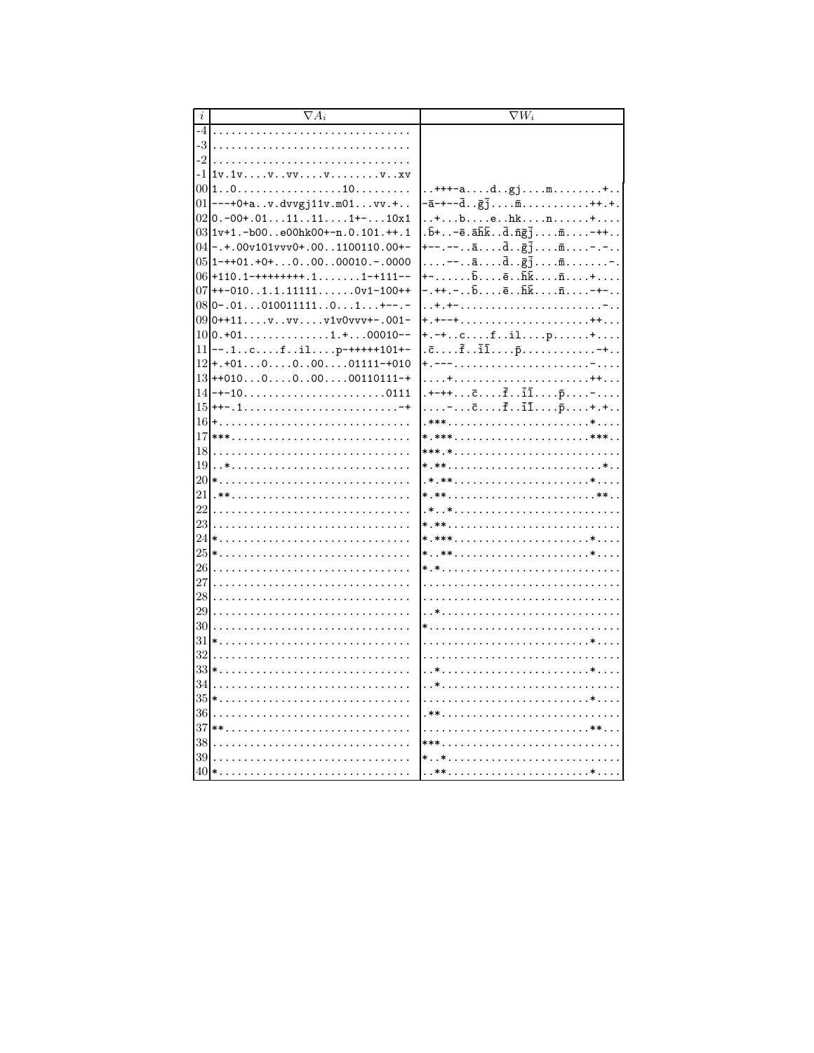| $i$ | $\nabla A_i$ | $\nabla W_i$ |
|---|---|---|
| -4 | ................................ | |
| -3 | ................................ | |
| -2 | ................................ | |
| -1 | 1v.1v....v..vv....v........v..xv | |
| 00 | 1..0................10.......... | ..+++-a....d..gj....m........+.. |
| 01 | ---+0+a..v.dvvgj11v.m01...vv.+.. | -ā-+--d̄..ḡj̄....m̄...........++.+. |
| 02 | 0.-00+.01...11..11....1+-...10x1 | ..+...b....e..hk....n......+.... |
| 03 | 1v+1.-b00..e00hk00+-n.0.101.++.1 | .b̄+..-ē.āh̄k̄..d̄.n̄ḡj̄....m̄....-++.. |
| 04 | -.+.00v101vvv0+.00..1100110.00+- | +--.--..ā....d̄..ḡj̄....m̄....-.-.. |
| 05 | 1-++01.+0+...0..00..00010.-.0000 | ....--..ā....d̄..ḡj̄....m̄.......-. |
| 06 | +110.1-++++++++.1.......1-+111-- | +-......b̄....ē..h̄k̄....n̄....+.... |
| 07 | ++-010..1.1.11111......0v1-100++ | -.++.-..b̄....ē..h̄k̄....n̄....-+-.. |
| 08 | 0-.01...010011111..0...1...+--.- | ..+.+-.......................-.. |
| 09 | 0++11....v..vv....v1v0vvv+-.001- | +.+--+.....................++... |
| 10 | 0.+01..............1.+...00010-- | +.-+..c....f..il....p......+.... |
| 11 | --.1..c....f..il....p-+++++101+- | .c̄....f̄..īl̄....p̄............-+.. |
| 12 | +.+01...0....0..00....01111-+010 | +.---......................-.... |
| 13 | ++010...0....0..00....00110111-+ | ....+......................++... |
| 14 | -+-10.......................0111 | .+-++...c̄....f̄..īl̄....p̄....-.... |
| 15 | ++-.1.........................-+ | ....-...c̄....f̄..īl̄....p̄....+.+.. |
| 16 | +............................... | .***.......................*.... |
| 17 | ***............................. | *.***......................***.. |
| 18 | ................................ | ***.*........................... |
| 19 | ..*............................. | *.**..........................*.. |
| 20 | *............................... | .*.**......................*.... |
| 21 | .**............................. | *.**.......................**.. |
| 22 | ................................ | .*..*........................... |
| 23 | ................................ | *.**............................ |
| 24 | *............................... | *.***......................*.... |
| 25 | *............................... | *..**......................*.... |
| 26 | ................................ | *.*............................. |
| 27 | ................................ | ................................ |
| 28 | ................................ | ................................ |
| 29 | ................................ | ..*............................. |
| 30 | ................................ | *............................... |
| 31 | *............................... | ...........................*.... |
| 32 | ................................ | ................................ |
| 33 | *............................... | ..*........................*.... |
| 34 | ................................ | ..*............................. |
| 35 | *............................... | ...........................*.... |
| 36 | ................................ | .**............................. |
| 37 | **.............................. | ...........................**... |
| 38 | ................................ | ***............................. |
| 39 | ................................ | *..*............................ |
| 40 | *............................... | .**........................*.... |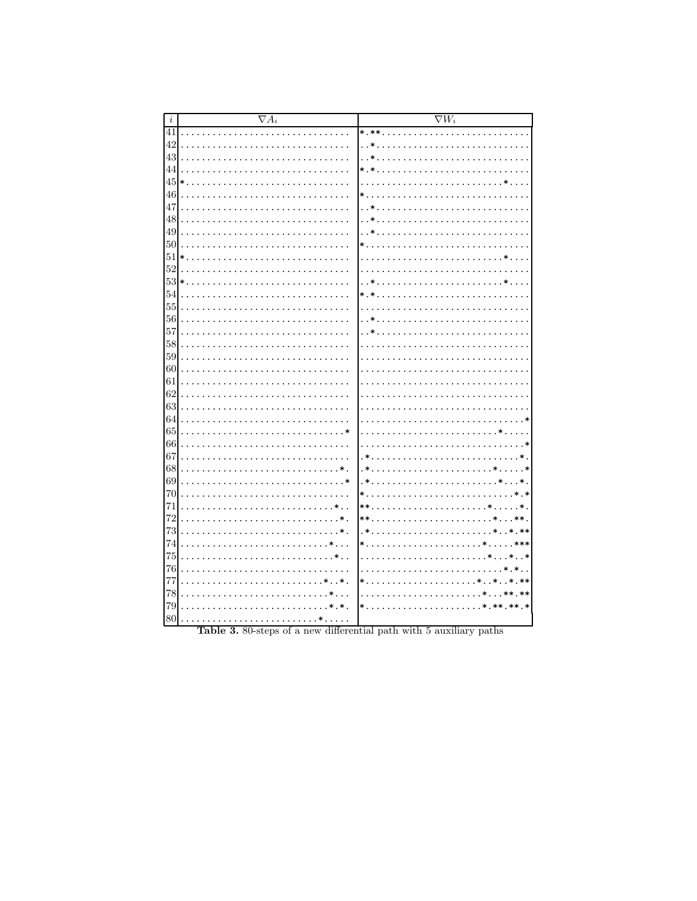| $i$ | $\nabla A_i$ | $\nabla W_i$ |
|---|---|---|
| 41 | ................................ | *.**............................ |
| 42 | ................................ | ..*............................. |
| 43 | ................................ | ..*............................. |
| 44 | ................................ | *.*............................. |
| 45 | *............................... | ...........................*.... |
| 46 | ................................ | *............................... |
| 47 | ................................ | ..*............................. |
| 48 | ................................ | ..*............................. |
| 49 | ................................ | ..*............................. |
| 50 | ................................ | *............................... |
| 51 | *............................... | ...........................*.... |
| 52 | ................................ | ................................ |
| 53 | *............................... | ..*........................*.... |
| 54 | ................................ | *.*............................. |
| 55 | ................................ | ................................ |
| 56 | ................................ | ..*............................. |
| 57 | ................................ | ..*............................. |
| 58 | ................................ | ................................ |
| 59 | ................................ | ................................ |
| 60 | ................................ | ................................ |
| 61 | ................................ | ................................ |
| 62 | ................................ | ................................ |
| 63 | ................................ | ................................ |
| 64 | ................................ | ...............................* |
| 65 | ...............................* | ..........................*..... |
| 66 | ................................ | ...............................* |
| 67 | ................................ | .*............................*. |
| 68 | ..............................*. | .*.......................*.....* |
| 69 | ...............................* | .*........................*...*. |
| 70 | ................................ | *............................*.* |
| 71 | .............................*.. | **......................*.....*. |
| 72 | ..............................*. | **.......................*...**. |
| 73 | ..............................*. | .*.......................*..*.** |
| 74 | ............................*... | *......................*.....*** |
| 75 | .............................*.. | ........................*...*..* |
| 76 | ................................ | ...........................*.*.. |
| 77 | ...........................*..*. | *.....................*..*..*.** |
| 78 | ............................*... | .......................*...**.** |
| 79 | ............................*.*. | *......................*.**.**.* |
| 80 | ..........................*..... | |

**Table 3.** 80-steps of a new differential path with 5 auxiliary paths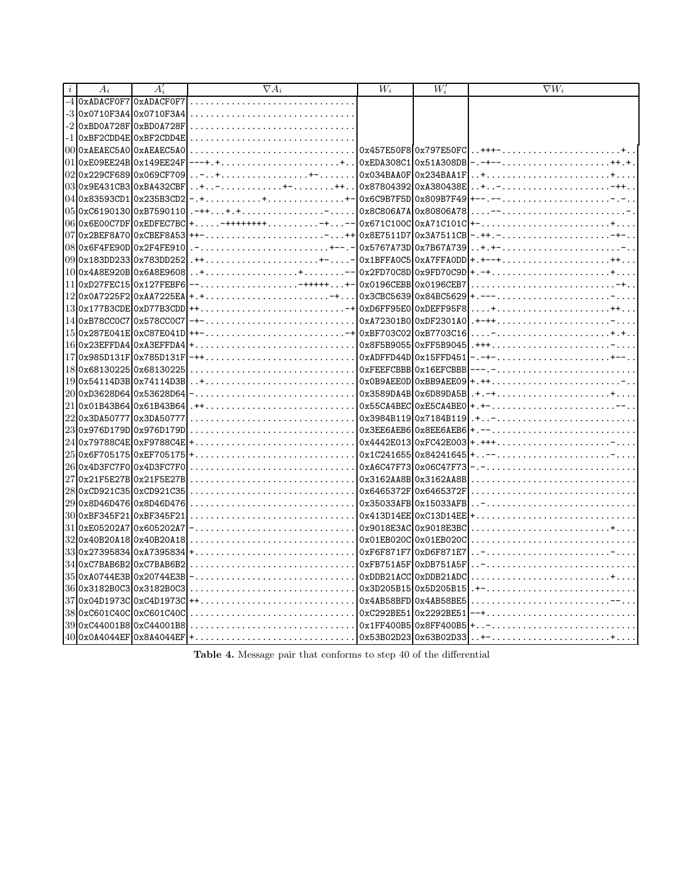| $i$ | $A_i$ | $A'_i$ | $\nabla A_i$ | $W_i$ | $W'_i$ | $\nabla W_i$ |
|---|---|---|---|---|---|---|
| -4 | 0xADACF0F7 | 0xADACF0F7 | ................................ | | | |
| -3 | 0x0710F3A4 | 0x0710F3A4 | ................................ | | | |
| -2 | 0xBD0A728F | 0xBD0A728F | ................................ | | | |
| -1 | 0xBF2CDD4E | 0xBF2CDD4E | ................................ | | | |
| 00 | 0xAEAEC5A0 | 0xAEAEC5A0 | ................................ | 0x457E50F8 | 0x797E50FC | ..+++-.......................+.. |
| 01 | 0xE09EE24B | 0x149EE24F | ---+.+......................+.. | 0xEDA308C1 | 0x51A308DB | -.-+--.....................+.+.+. |
| 02 | 0x229CF689 | 0x069CF709 | ..-..+...............+-....... | 0x034BAA0F | 0x234BAA1F | ..+.......................+.... |
| 03 | 0x9E431CB3 | 0xBA432CBF | ..+..-..........+-........++.. | 0x87804392 | 0xA380438E | ..+..-.....................-++.. |
| 04 | 0x83593CD1 | 0x235B3CD2 | -.+...........+.............+- | 0x6C9B7F5D | 0x809B7F49 | +--.--.....................-.-.. |
| 05 | 0xC6190130 | 0xB7590110 | .-++...+.+..............-..... | 0x8C806A7A | 0x80806A78 | ....--......................-. |
| 06 | 0x6E00C7DF | 0xEDFEC7BC | +.....-++++++++..........-+...-- | 0x671C100C | 0xA71C101C | +-.......................+.... |
| 07 | 0x2BEF8A70 | 0xCBEF8A53 | ++-.......................-...++ | 0x8E7511D7 | 0x3A7511CB | -.++.-...................-+-.. |
| 08 | 0x6F4FE90D | 0x2F4FE910 | .-.......................+--.- | 0x5767A73D | 0x7B67A739 | ..+.+-.....................-.. |
| 09 | 0x183DD233 | 0x783DD252 | .++......................+-....- | 0x1BFFA0C5 | 0xA7FFA0DD | +.+--+...................++... |
| 10 | 0x4A8E920B | 0x6A8E9608 | ..+..................+.........-- | 0x2FD70C8D | 0x9FD70C9D | +.-+.......................+.... |
| 11 | 0xD27FEC15 | 0x127FEBF6 | --.................-+++++...+- | 0x0196CEBB | 0x0196CEB7 | ............................-+.. |
| 12 | 0x0A7225F2 | 0xAA7225EA | +.+........................-+... | 0x3CBC5639 | 0x84BC5629 | +.---....................-.... |
| 13 | 0x177B3CDE | 0xD77B3CDD | ++..........................-+ | 0xD6FF95E0 | 0xDEFF95F8 | ....+...................++... |
| 14 | 0xB78CC0C7 | 0x578CC0C7 | -+-............................. | 0xA72301B0 | 0xDF2301A0 | .+-++....................-.... |
| 15 | 0x287E041E | 0xC87E041D | ++-...........................-+ | 0xBF703C02 | 0xB7703C16 | ....-...................+.+.. |
| 16 | 0x23EFFDA4 | 0xA3EFFDA4 | +............................... | 0x8F5B9055 | 0xFF5B9045 | .+++.......................-.... |
| 17 | 0x985D131F | 0x785D131F | -++............................. | 0xADFFD44D | 0x15FFD451 | -.-+-...................+--.. |
| 18 | 0x68130225 | 0x68130225 | ................................ | 0xFEEFCBBB | 0x16EFCBBB | ---.-........................... |
| 19 | 0x54114D3B | 0x74114D3B | ..+............................. | 0x0B9AEE0D | 0xBB9AEE09 | +.++.........................-.. |
| 20 | 0xD3628D64 | 0x53628D64 | -............................... | 0x3589DA4B | 0x6D89DA5B | .+.-+...................+.... |
| 21 | 0x01B43B64 | 0x61B43B64 | .++............................. | 0x55CA4BEC | 0xE5CA4BE0 | +.+-........................--.. |
| 22 | 0x3DA50777 | 0x3DA50777 | ................................ | 0x3984B119 | 0x7184B119 | .+..-........................... |
| 23 | 0x976D179D | 0x976D179D | ................................ | 0x3EE6AEB6 | 0x8EE6AEB6 | +.--............................ |
| 24 | 0x79788C4E | 0xF9788C4E | +............................... | 0x4442E013 | 0xFC42E003 | +.+++....................-.... |
| 25 | 0x6F705175 | 0xEF705175 | +............................... | 0x1C241655 | 0x84241645 | +..--....................-.... |
| 26 | 0x4D3FC7F0 | 0x4D3FC7F0 | ................................ | 0xA6C47F73 | 0x06C47F73 | -.-............................. |
| 27 | 0x21F5E27B | 0x21F5E27B | ................................ | 0x3162AA8B | 0x3162AA8B | ................................ |
| 28 | 0xCD921C35 | 0xCD921C35 | ................................ | 0x6465372F | 0x6465372F | ................................ |
| 29 | 0x8D46D476 | 0x8D46D476 | ................................ | 0x35033AFB | 0x15033AFB | ..-............................. |
| 30 | 0xBF345F21 | 0xBF345F21 | ................................ | 0x413D14EE | 0xC13D14EE | +............................... |
| 31 | 0xE05202A7 | 0x605202A7 | -............................... | 0x9018E3AC | 0x9018E3BC | ...........................+.... |
| 32 | 0x40B20A18 | 0x40B20A18 | ................................ | 0x01EB020C | 0x01EB020C | ................................ |
| 33 | 0x27395834 | 0xA7395834 | +............................... | 0xF6F871F7 | 0xD6F871E7 | ..-........................-.... |
| 34 | 0xC7BAB6B2 | 0xC7BAB6B2 | ................................ | 0xFB751A5F | 0xDB751A5F | ..-............................. |
| 35 | 0xA0744E3B | 0x20744E3B | -............................... | 0xDDB21ACC | 0xDDB21ADC | ...........................+.... |
| 36 | 0x3182B0C3 | 0x3182B0C3 | ................................ | 0x3D205B15 | 0x5D205B15 | .+-............................. |
| 37 | 0x04D1973C | 0xC4D1973C | ++.............................. | 0x4AB58BFD | 0x4AB58BE5 | ...........................--... |
| 38 | 0xC601C40C | 0xC601C40C | ................................ | 0xC292BE51 | 0x2292BE51 | --+............................. |
| 39 | 0xC44001B8 | 0xC44001B8 | ................................ | 0x1FF400B5 | 0x8FF400B5 | +..-............................ |
| 40 | 0x0A4044EF | 0x8A4044EF | +............................... | 0x53B02D23 | 0x63B02D33 | ..+-.......................+.... |

**Table 4.** Message pair that conforms to step 40 of the differential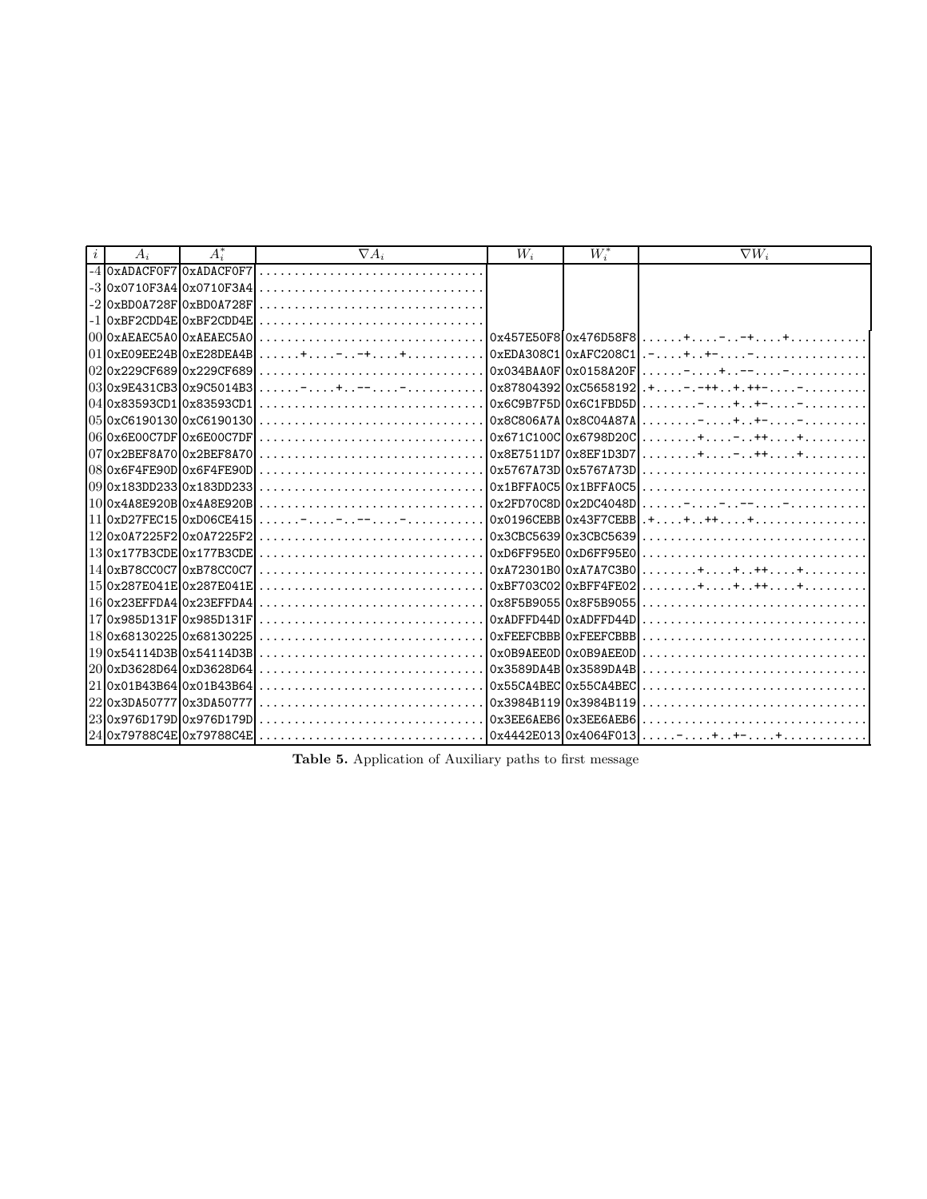| $i$ | $A_i$ | $A_i^*$ | $\nabla A_i$ | $W_i$ | $W_i^*$ | $\nabla W_i$ |
| --- | --- | --- | --- | --- | --- | --- |
| -4 | 0xADACF0F7 | 0xADACF0F7 | ................................ | | | |
| -3 | 0x0710F3A4 | 0x0710F3A4 | ................................ | | | |
| -2 | 0xBD0A728F | 0xBD0A728F | ................................ | | | |
| -1 | 0xBF2CDD4E | 0xBF2CDD4E | ................................ | | | |
| 00 | 0xAEAEC5A0 | 0xAEAEC5A0 | ................................ | 0x457E50F8 | 0x476D58F8 | ......+....-..-+....+........... |
| 01 | 0xE09EE24B | 0xE28DEA4B | ......+....-..-+....+........... | 0xEDA308C1 | 0xAFC208C1 | .-....+..+-....-................ |
| 02 | 0x229CF689 | 0x229CF689 | ................................ | 0x034BAA0F | 0x0158A20F | ......-....+..--....-........... |
| 03 | 0x9E431CB3 | 0x9C5014B3 | ......-....+..--....-........... | 0x87804392 | 0xC5658192 | .+....-.-++..+.++-....-......... |
| 04 | 0x83593CD1 | 0x83593CD1 | ................................ | 0x6C9B7F5D | 0x6C1FBD5D | ........-....+..+-....-......... |
| 05 | 0xC6190130 | 0xC6190130 | ................................ | 0x8C806A7A | 0x8C04A87A | ........-....+..+-....-......... |
| 06 | 0x6E00C7DF | 0x6E00C7DF | ................................ | 0x671C100C | 0x6798D20C | ........+....-..++....+......... |
| 07 | 0x2BEF8A70 | 0x2BEF8A70 | ................................ | 0x8E7511D7 | 0x8EF1D3D7 | ........+....-..++....+......... |
| 08 | 0x6F4FE90D | 0x6F4FE90D | ................................ | 0x5767A73D | 0x5767A73D | ................................ |
| 09 | 0x183DD233 | 0x183DD233 | ................................ | 0x1BFFA0C5 | 0x1BFFA0C5 | ................................ |
| 10 | 0x4A8E920B | 0x4A8E920B | ................................ | 0x2FD70C8D | 0x2DC4048D | ......-....+..--....-........... |
| 11 | 0xD27FEC15 | 0xD06CE415 | ......-....+..--....-........... | 0x0196CEBB | 0x43F7CEBB | .+....+..++....+................ |
| 12 | 0x0A7225F2 | 0x0A7225F2 | ................................ | 0x3CBC5639 | 0x3CBC5639 | ................................ |
| 13 | 0x177B3CDE | 0x177B3CDE | ................................ | 0xD6FF95E0 | 0xD6FF95E0 | ................................ |
| 14 | 0xB78CC0C7 | 0xB78CC0C7 | ................................ | 0xA72301B0 | 0xA7A7C3B0 | ........+....+..++....+......... |
| 15 | 0x287E041E | 0x287E041E | ................................ | 0xBF703C02 | 0xBFF4FE02 | ........+....+..++....+......... |
| 16 | 0x23EFFDA4 | 0x23EFFDA4 | ................................ | 0x8F5B9055 | 0x8F5B9055 | ................................ |
| 17 | 0x985D131F | 0x985D131F | ................................ | 0xADFFD44D | 0xADFFD44D | ................................ |
| 18 | 0x68130225 | 0x68130225 | ................................ | 0xFEEFCBBB | 0xFEEFCBBB | ................................ |
| 19 | 0x54114D3B | 0x54114D3B | ................................ | 0x0B9AEE0D | 0x0B9AEE0D | ................................ |
| 20 | 0xD3628D64 | 0xD3628D64 | ................................ | 0x3589DA4B | 0x3589DA4B | ................................ |
| 21 | 0x01B43B64 | 0x01B43B64 | ................................ | 0x55CA4BEC | 0x55CA4BEC | ................................ |
| 22 | 0x3DA50777 | 0x3DA50777 | ................................ | 0x3984B119 | 0x3984B119 | ................................ |
| 23 | 0x976D179D | 0x976D179D | ................................ | 0x3EE6AEB6 | 0x3EE6AEB6 | ................................ |
| 24 | 0x79788C4E | 0x79788C4E | ................................ | 0x4442E013 | 0x4064F013 | .....-....+..+-....+............ |

**Table 5.** Application of Auxiliary paths to first message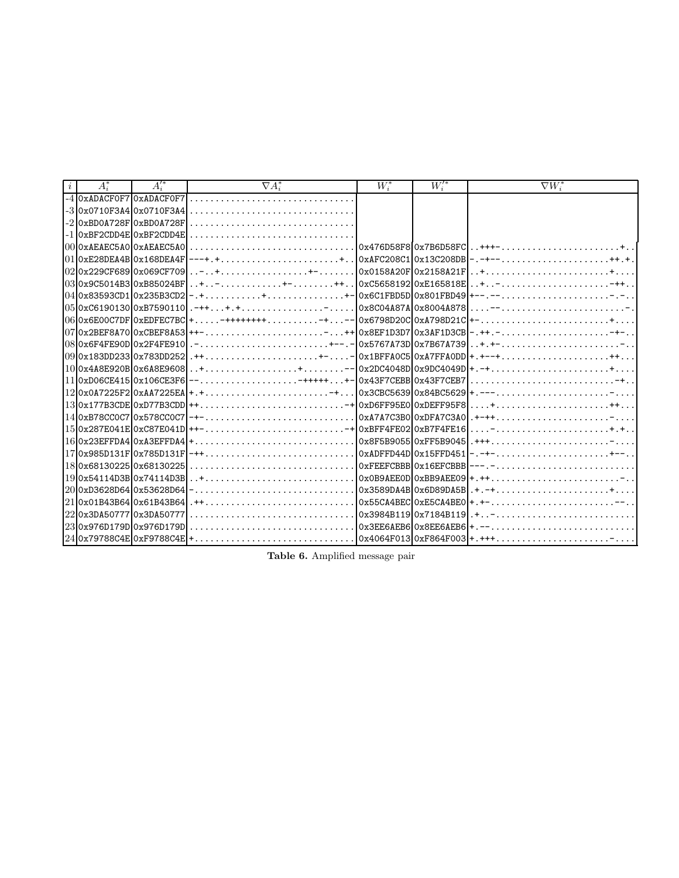| $i$ | $A_i^*$ | $A_i'^*$ | $\nabla A_i^*$ | $W_i^*$ | $W_i'^*$ | $\nabla W_i^*$ |
|---|---|---|---|---|---|---|
| -4 | 0xADACF0F7 | 0xADACF0F7 | ................................ | | | |
| -3 | 0x0710F3A4 | 0x0710F3A4 | ................................ | | | |
| -2 | 0xBD0A728F | 0xBD0A728F | ................................ | | | |
| -1 | 0xBF2CDD4E | 0xBF2CDD4E | ................................ | | | |
| 00 | 0xAEAEC5A0 | 0xAEAEC5A0 | ................................ | 0x476D58F8 | 0x7B6D58FC | ..+++-......................+.. |
| 01 | 0xE28DEA4B | 0x168DEA4F | ---+.+.......................+.. | 0xAFC208C1 | 0x13C208DB | -.-+--.....................++.+. |
| 02 | 0x229CF689 | 0x069CF709 | ..-..+................+-....... | 0x0158A20F | 0x2158A21F | ..+.......................+.... |
| 03 | 0x9C5014B3 | 0xB85024BF | ..+..-...........+-........++.. | 0xC5658192 | 0xE165818E | ..+..-....................-++.. |
| 04 | 0x83593CD1 | 0x235B3CD2 | -.+..........+..............+- | 0x6C1FBD5D | 0x801FBD49 | +--.--.....................-.-.. |
| 05 | 0xC6190130 | 0xB7590110 | .-++...+.+...............-..... | 0x8C04A87A | 0x8004A878 | ....--.......................-. |
| 06 | 0x6E00C7DF | 0xEDFEC7BC | +.....-++++++++..........-+...-- | 0x6798D20C | 0xA798D21C | +-.........................+.... |
| 07 | 0x2BEF8A70 | 0xCBEF8A53 | ++-......................-...++ | 0x8EF1D3D7 | 0x3AF1D3CB | -.++.-....................-+-.. |
| 08 | 0x6F4FE90D | 0x2F4FE910 | .-.........................+--.- | 0x5767A73D | 0x7B67A739 | ..+.+-.......................-.. |
| 09 | 0x183DD233 | 0x783DD252 | .++......................+-....- | 0x1BFFA0C5 | 0xA7FFA0DD | +.+--+....................++... |
| 10 | 0x4A8E920B | 0x6A8E9608 | ..+.................+........-- | 0x2DC4048D | 0x9DC4049D | +.-+.......................+.... |
| 11 | 0xD06CE415 | 0x106CE3F6 | --...................-+++++...+- | 0x43F7CEBB | 0x43F7CEB7 | ...........................-+.. |
| 12 | 0x0A7225F2 | 0xAA7225EA | +.+........................-+... | 0x3CBC5639 | 0x84BC5629 | +.---......................-.... |
| 13 | 0x177B3CDE | 0xD77B3CDD | ++...........................-+ | 0xD6FF95E0 | 0xDEFF95F8 | ....+.....................++... |
| 14 | 0xB78CC0C7 | 0x578CC0C7 | -+-............................ | 0xA7A7C3B0 | 0xDFA7C3A0 | .+-++......................-.... |
| 15 | 0x287E041E | 0xC87E041D | ++-...........................-+ | 0xBFF4FE02 | 0xB7F4FE16 | ....-.....................+.+.. |
| 16 | 0x23EFFDA4 | 0xA3EFFDA4 | +............................... | 0x8F5B9055 | 0xFF5B9045 | .+++.......................-.... |
| 17 | 0x985D131F | 0x785D131F | -++............................. | 0xADFFD44D | 0x15FFD451 | -.-+-.....................+--.. |
| 18 | 0x68130225 | 0x68130225 | ................................ | 0xFEEFCBBB | 0x16EFCBBB | ---.-.......................... |
| 19 | 0x54114D3B | 0x74114D3B | ..+............................. | 0x0B9AEE0D | 0xBB9AEE09 | +.++.........................-.. |
| 20 | 0xD3628D64 | 0x53628D64 | -............................... | 0x3589DA4B | 0x6D89DA5B | .+.-+......................+.... |
| 21 | 0x01B43B64 | 0x61B43B64 | .++............................. | 0x55CA4BEC | 0xE5CA4BE0 | +.+-.........................--.. |
| 22 | 0x3DA50777 | 0x3DA50777 | ................................ | 0x3984B119 | 0x7184B119 | .+..-........................... |
| 23 | 0x976D179D | 0x976D179D | ................................ | 0x3EE6AEB6 | 0x8EE6AEB6 | +.--............................ |
| 24 | 0x79788C4E | 0xF9788C4E | +............................... | 0x4064F013 | 0xF864F003 | +.+++......................-.... |

**Table 6.** Amplified message pair